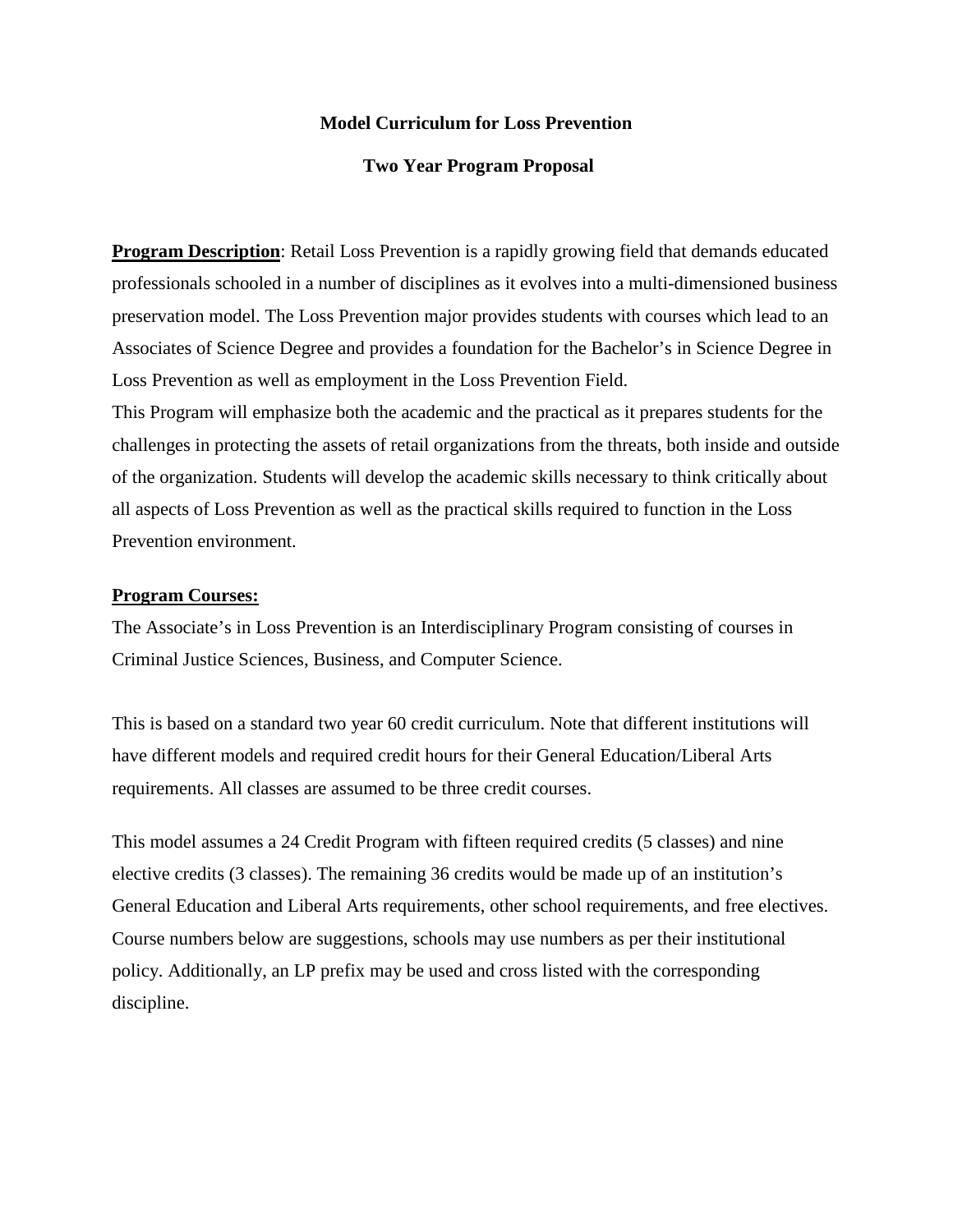# Model Curriculum for Loss Prevention

## Two Year Program Proposal

**Program Description**: Retail Loss Prevention is a rapidly growing field that demands educated professionals schooled in a number of disciplines as it evolves into a multi-dimensioned business preservation model. The Loss Prevention major provides students with courses which lead to an Associates of Science Degree and provides a foundation for the Bachelor's in Science Degree in Loss Prevention as well as employment in the Loss Prevention Field.

This Program will emphasize both the academic and the practical as it prepares students for the challenges in protecting the assets of retail organizations from the threats, both inside and outside of the organization. Students will develop the academic skills necessary to think critically about all aspects of Loss Prevention as well as the practical skills required to function in the Loss Prevention environment.

**Program Courses:**

The Associate's in Loss Prevention is an Interdisciplinary Program consisting of courses in Criminal Justice Sciences, Business, and Computer Science.

This is based on a standard two year 60 credit curriculum. Note that different institutions will have different models and required credit hours for their General Education/Liberal Arts requirements. All classes are assumed to be three credit courses.

This model assumes a 24 Credit Program with fifteen required credits (5 classes) and nine elective credits (3 classes). The remaining 36 credits would be made up of an institution's General Education and Liberal Arts requirements, other school requirements, and free electives. Course numbers below are suggestions, schools may use numbers as per their institutional policy. Additionally, an LP prefix may be used and cross listed with the corresponding discipline.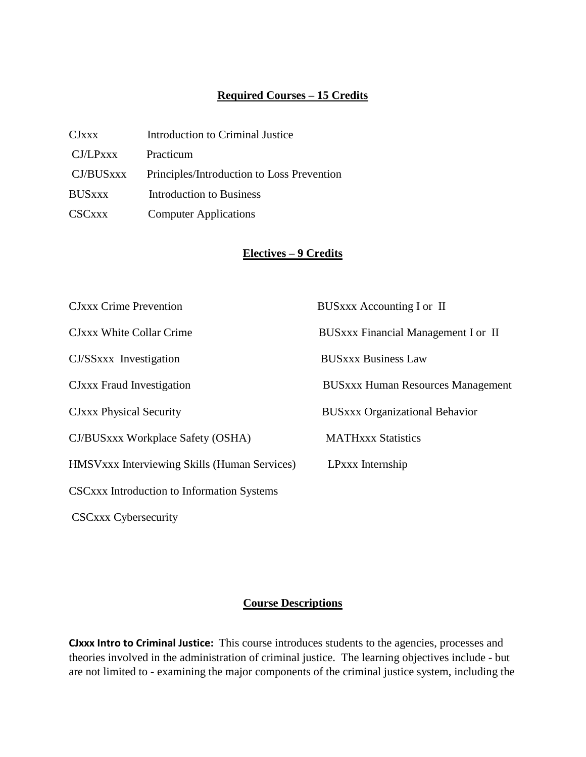## Required Courses – 15 Credits

| | |
|---|---|
| CJxxx | Introduction to Criminal Justice |
| CJ/LPxxx | Practicum |
| CJ/BUSxxx | Principles/Introduction to Loss Prevention |
| BUSxxx | Introduction to Business |
| CSCxxx | Computer Applications |

## Electives – 9 Credits

- CJxxx Crime Prevention
- CJxxx White Collar Crime
- CJ/SSxxx Investigation
- CJxxx Fraud Investigation
- CJxxx Physical Security
- CJ/BUSxxx Workplace Safety (OSHA)
- HMSVxxx Interviewing Skills (Human Services)
- CSCxxx Introduction to Information Systems
- CSCxxx Cybersecurity
- BUSxxx Accounting I or II
- BUSxxx Financial Management I or II
- BUSxxx Business Law
- BUSxxx Human Resources Management
- BUSxxx Organizational Behavior
- MATHxxx Statistics
- LPxxx Internship

## Course Descriptions

**CJxxx Intro to Criminal Justice:** This course introduces students to the agencies, processes and theories involved in the administration of criminal justice. The learning objectives include - but are not limited to - examining the major components of the criminal justice system, including the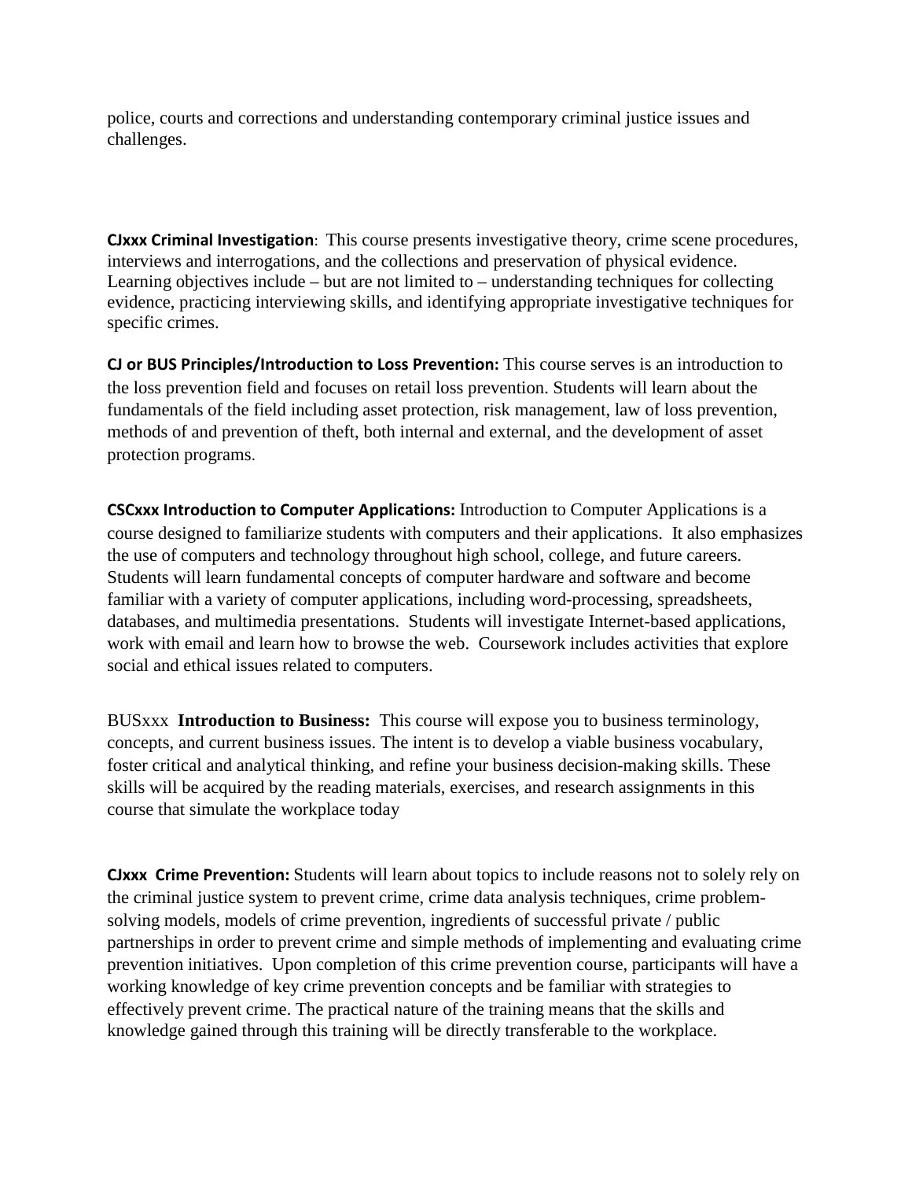police, courts and corrections and understanding contemporary criminal justice issues and challenges.

**CJxxx Criminal Investigation**: This course presents investigative theory, crime scene procedures, interviews and interrogations, and the collections and preservation of physical evidence. Learning objectives include – but are not limited to – understanding techniques for collecting evidence, practicing interviewing skills, and identifying appropriate investigative techniques for specific crimes.

**CJ or BUS Principles/Introduction to Loss Prevention:** This course serves is an introduction to the loss prevention field and focuses on retail loss prevention. Students will learn about the fundamentals of the field including asset protection, risk management, law of loss prevention, methods of and prevention of theft, both internal and external, and the development of asset protection programs.

**CSCxxx Introduction to Computer Applications:** Introduction to Computer Applications is a course designed to familiarize students with computers and their applications. It also emphasizes the use of computers and technology throughout high school, college, and future careers. Students will learn fundamental concepts of computer hardware and software and become familiar with a variety of computer applications, including word-processing, spreadsheets, databases, and multimedia presentations. Students will investigate Internet-based applications, work with email and learn how to browse the web. Coursework includes activities that explore social and ethical issues related to computers.

BUSxxx **Introduction to Business:** This course will expose you to business terminology, concepts, and current business issues. The intent is to develop a viable business vocabulary, foster critical and analytical thinking, and refine your business decision-making skills. These skills will be acquired by the reading materials, exercises, and research assignments in this course that simulate the workplace today

**CJxxx Crime Prevention:** Students will learn about topics to include reasons not to solely rely on the criminal justice system to prevent crime, crime data analysis techniques, crime problem-solving models, models of crime prevention, ingredients of successful private / public partnerships in order to prevent crime and simple methods of implementing and evaluating crime prevention initiatives. Upon completion of this crime prevention course, participants will have a working knowledge of key crime prevention concepts and be familiar with strategies to effectively prevent crime. The practical nature of the training means that the skills and knowledge gained through this training will be directly transferable to the workplace.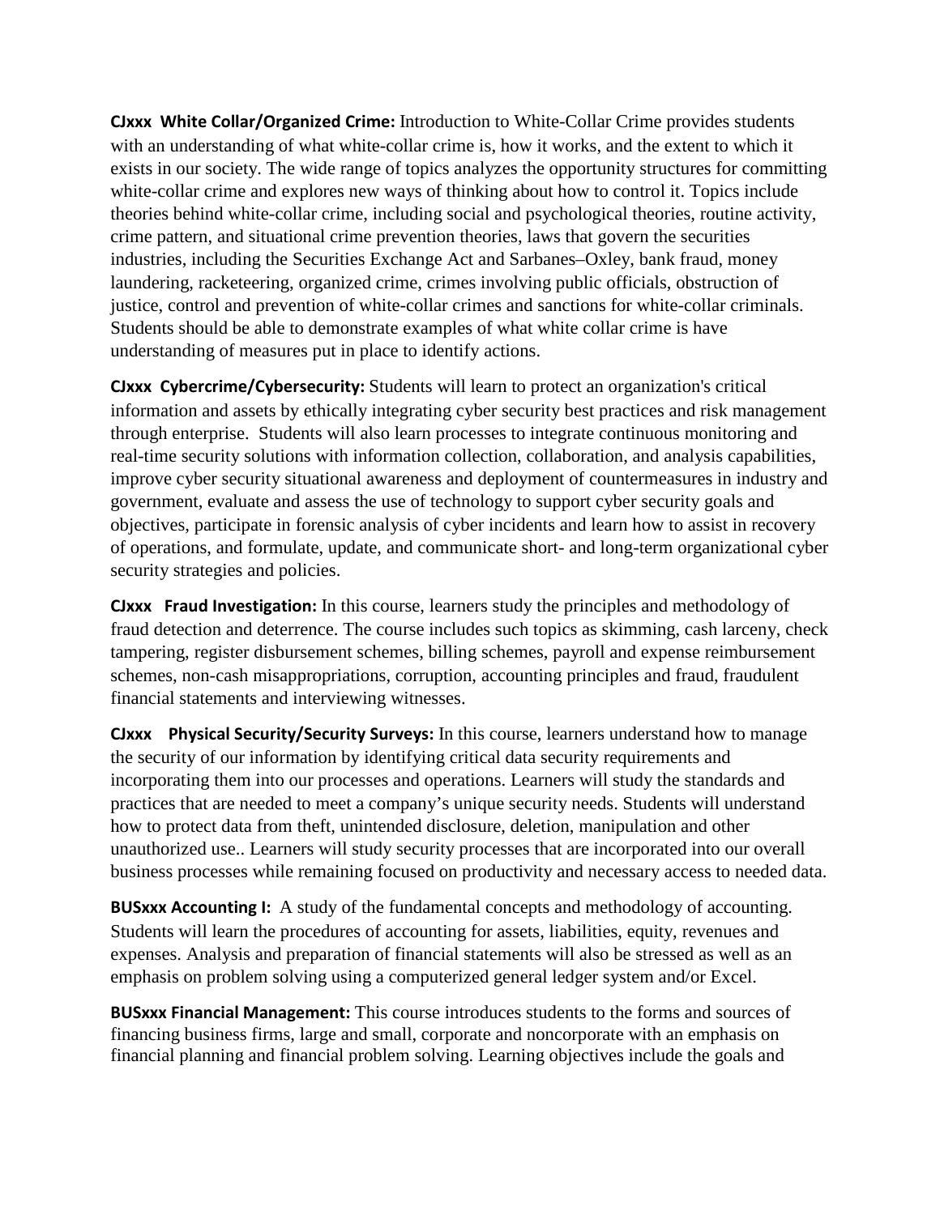**CJxxx White Collar/Organized Crime:** Introduction to White-Collar Crime provides students with an understanding of what white-collar crime is, how it works, and the extent to which it exists in our society. The wide range of topics analyzes the opportunity structures for committing white-collar crime and explores new ways of thinking about how to control it. Topics include theories behind white-collar crime, including social and psychological theories, routine activity, crime pattern, and situational crime prevention theories, laws that govern the securities industries, including the Securities Exchange Act and Sarbanes–Oxley, bank fraud, money laundering, racketeering, organized crime, crimes involving public officials, obstruction of justice, control and prevention of white-collar crimes and sanctions for white-collar criminals. Students should be able to demonstrate examples of what white collar crime is have understanding of measures put in place to identify actions.

**CJxxx Cybercrime/Cybersecurity:** Students will learn to protect an organization's critical information and assets by ethically integrating cyber security best practices and risk management through enterprise. Students will also learn processes to integrate continuous monitoring and real-time security solutions with information collection, collaboration, and analysis capabilities, improve cyber security situational awareness and deployment of countermeasures in industry and government, evaluate and assess the use of technology to support cyber security goals and objectives, participate in forensic analysis of cyber incidents and learn how to assist in recovery of operations, and formulate, update, and communicate short- and long-term organizational cyber security strategies and policies.

**CJxxx Fraud Investigation:** In this course, learners study the principles and methodology of fraud detection and deterrence. The course includes such topics as skimming, cash larceny, check tampering, register disbursement schemes, billing schemes, payroll and expense reimbursement schemes, non-cash misappropriations, corruption, accounting principles and fraud, fraudulent financial statements and interviewing witnesses.

**CJxxx Physical Security/Security Surveys:** In this course, learners understand how to manage the security of our information by identifying critical data security requirements and incorporating them into our processes and operations. Learners will study the standards and practices that are needed to meet a company's unique security needs. Students will understand how to protect data from theft, unintended disclosure, deletion, manipulation and other unauthorized use.. Learners will study security processes that are incorporated into our overall business processes while remaining focused on productivity and necessary access to needed data.

**BUSxxx Accounting I:** A study of the fundamental concepts and methodology of accounting. Students will learn the procedures of accounting for assets, liabilities, equity, revenues and expenses. Analysis and preparation of financial statements will also be stressed as well as an emphasis on problem solving using a computerized general ledger system and/or Excel.

**BUSxxx Financial Management:** This course introduces students to the forms and sources of financing business firms, large and small, corporate and noncorporate with an emphasis on financial planning and financial problem solving. Learning objectives include the goals and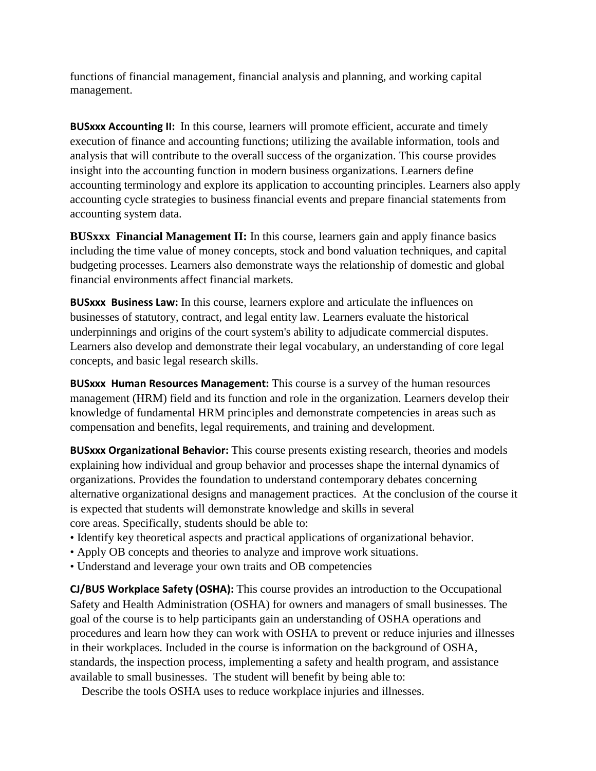functions of financial management, financial analysis and planning, and working capital management.

**BUSxxx Accounting II:** In this course, learners will promote efficient, accurate and timely execution of finance and accounting functions; utilizing the available information, tools and analysis that will contribute to the overall success of the organization. This course provides insight into the accounting function in modern business organizations. Learners define accounting terminology and explore its application to accounting principles. Learners also apply accounting cycle strategies to business financial events and prepare financial statements from accounting system data.

**BUSxxx Financial Management II:** In this course, learners gain and apply finance basics including the time value of money concepts, stock and bond valuation techniques, and capital budgeting processes. Learners also demonstrate ways the relationship of domestic and global financial environments affect financial markets.

**BUSxxx Business Law:** In this course, learners explore and articulate the influences on businesses of statutory, contract, and legal entity law. Learners evaluate the historical underpinnings and origins of the court system's ability to adjudicate commercial disputes. Learners also develop and demonstrate their legal vocabulary, an understanding of core legal concepts, and basic legal research skills.

**BUSxxx Human Resources Management:** This course is a survey of the human resources management (HRM) field and its function and role in the organization. Learners develop their knowledge of fundamental HRM principles and demonstrate competencies in areas such as compensation and benefits, legal requirements, and training and development.

**BUSxxx Organizational Behavior:** This course presents existing research, theories and models explaining how individual and group behavior and processes shape the internal dynamics of organizations. Provides the foundation to understand contemporary debates concerning alternative organizational designs and management practices. At the conclusion of the course it is expected that students will demonstrate knowledge and skills in several core areas. Specifically, students should be able to:

- Identify key theoretical aspects and practical applications of organizational behavior.
- Apply OB concepts and theories to analyze and improve work situations.
- Understand and leverage your own traits and OB competencies

**CJ/BUS Workplace Safety (OSHA):** This course provides an introduction to the Occupational Safety and Health Administration (OSHA) for owners and managers of small businesses. The goal of the course is to help participants gain an understanding of OSHA operations and procedures and learn how they can work with OSHA to prevent or reduce injuries and illnesses in their workplaces. Included in the course is information on the background of OSHA, standards, the inspection process, implementing a safety and health program, and assistance available to small businesses. The student will benefit by being able to:

Describe the tools OSHA uses to reduce workplace injuries and illnesses.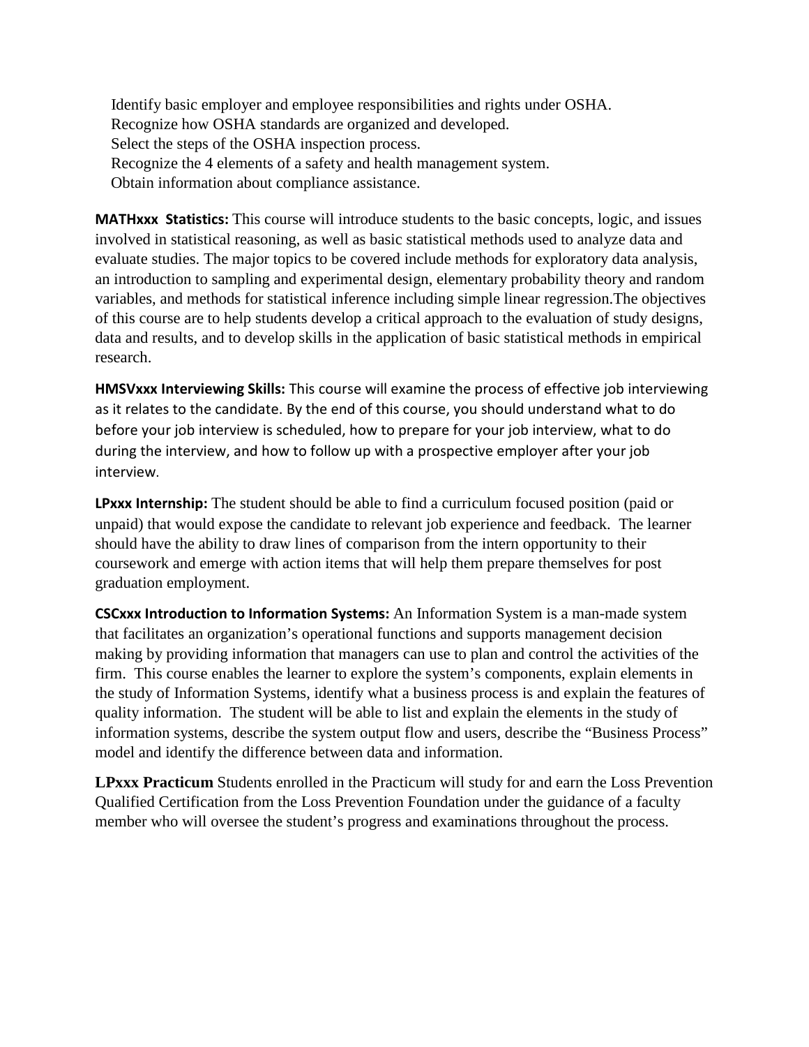Identify basic employer and employee responsibilities and rights under OSHA.
Recognize how OSHA standards are organized and developed.
Select the steps of the OSHA inspection process.
Recognize the 4 elements of a safety and health management system.
Obtain information about compliance assistance.

**MATHxxx Statistics:** This course will introduce students to the basic concepts, logic, and issues involved in statistical reasoning, as well as basic statistical methods used to analyze data and evaluate studies. The major topics to be covered include methods for exploratory data analysis, an introduction to sampling and experimental design, elementary probability theory and random variables, and methods for statistical inference including simple linear regression.The objectives of this course are to help students develop a critical approach to the evaluation of study designs, data and results, and to develop skills in the application of basic statistical methods in empirical research.

**HMSVxxx Interviewing Skills:** This course will examine the process of effective job interviewing as it relates to the candidate. By the end of this course, you should understand what to do before your job interview is scheduled, how to prepare for your job interview, what to do during the interview, and how to follow up with a prospective employer after your job interview.

**LPxxx Internship:** The student should be able to find a curriculum focused position (paid or unpaid) that would expose the candidate to relevant job experience and feedback. The learner should have the ability to draw lines of comparison from the intern opportunity to their coursework and emerge with action items that will help them prepare themselves for post graduation employment.

**CSCxxx Introduction to Information Systems:** An Information System is a man-made system that facilitates an organization's operational functions and supports management decision making by providing information that managers can use to plan and control the activities of the firm. This course enables the learner to explore the system's components, explain elements in the study of Information Systems, identify what a business process is and explain the features of quality information. The student will be able to list and explain the elements in the study of information systems, describe the system output flow and users, describe the "Business Process" model and identify the difference between data and information.

**LPxxx Practicum** Students enrolled in the Practicum will study for and earn the Loss Prevention Qualified Certification from the Loss Prevention Foundation under the guidance of a faculty member who will oversee the student's progress and examinations throughout the process.